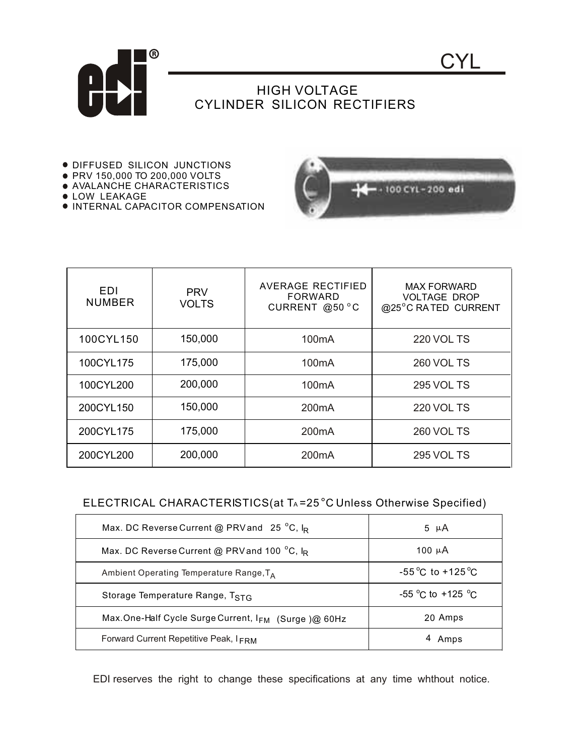# CYL

## HIGH VOLTAGE CYLINDER SILICON RECTIFIERS

- DIFFUSED SILICON JUNCTIONS
- PRV 150,000 TO 200,000 VOLTS
- AVALANCHE CHARACTERISTICS
- LOW LEAKAGE
- INTERNAL CAPACITOR COMPENSATION

| EDI NUMBER | PRV VOLTS | AVERAGE RECTIFIED FORWARD CURRENT @50 °C | MAX FORWARD VOLTAGE DROP @25°C RATED CURRENT |
|---|---|---|---|
| 100CYL150 | 150,000 | 100mA | 220 VOLTS |
| 100CYL175 | 175,000 | 100mA | 260 VOLTS |
| 100CYL200 | 200,000 | 100mA | 295 VOLTS |
| 200CYL150 | 150,000 | 200mA | 220 VOLTS |
| 200CYL175 | 175,000 | 200mA | 260 VOLTS |
| 200CYL200 | 200,000 | 200mA | 295 VOLTS |

## ELECTRICAL CHARACTERISTICS(at $T_A$=25 °C Unless Otherwise Specified)

| | |
|---|---|
| Max. DC Reverse Current @ PRV and 25 °C, $I_R$ | 5 µA |
| Max. DC Reverse Current @ PRV and 100 °C, $I_R$ | 100 µA |
| Ambient Operating Temperature Range, $T_A$ | -55°C to +125°C |
| Storage Temperature Range, $T_{STG}$ | -55 °C to +125 °C |
| Max.One-Half Cycle Surge Current, $I_{FM}$ (Surge )@ 60Hz | 20 Amps |
| Forward Current Repetitive Peak, $I_{FRM}$ | 4 Amps |

EDI reserves the right to change these specifications at any time whthout notice.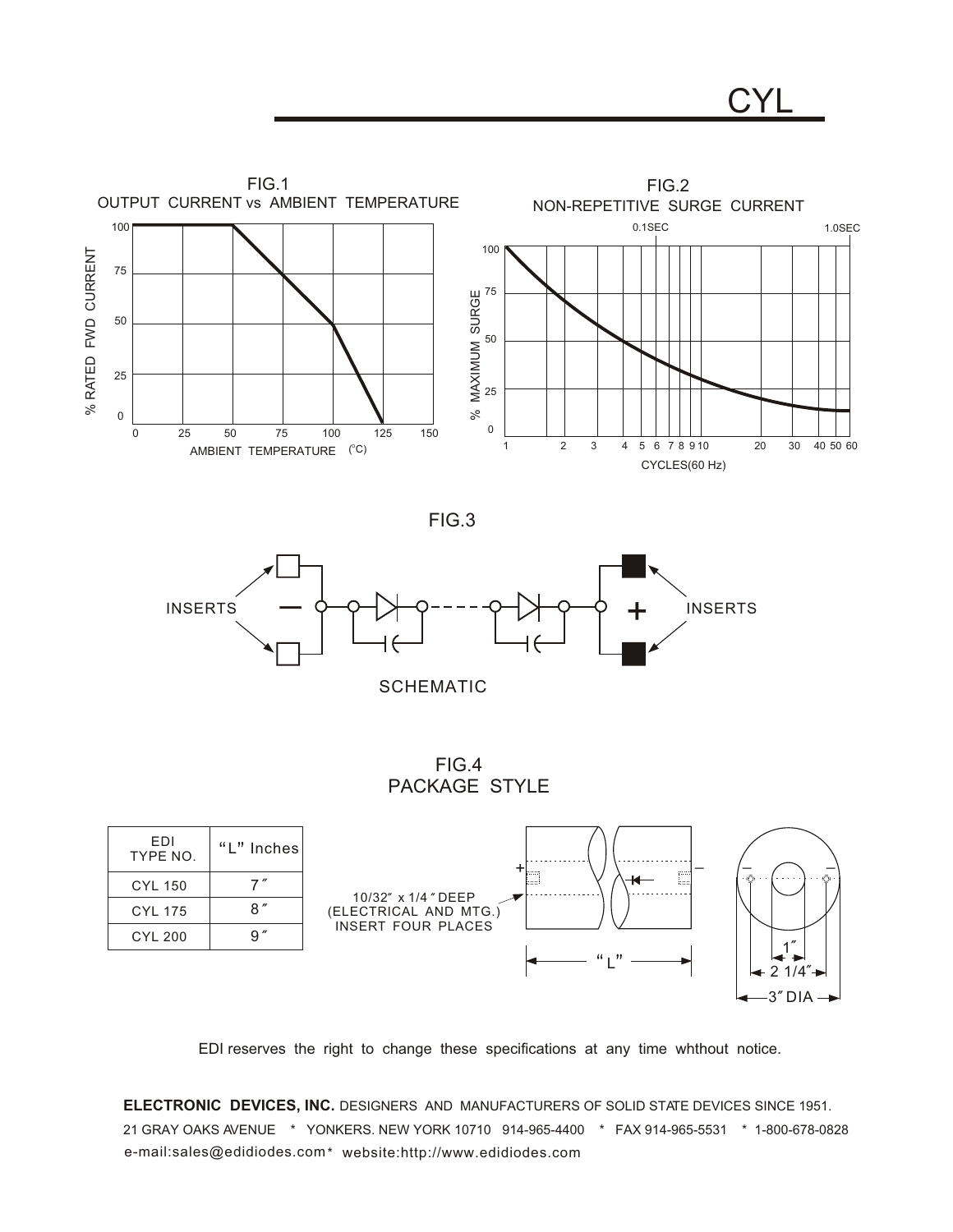# CYL

## FIG.1
OUTPUT CURRENT vs AMBIENT TEMPERATURE

% RATED FWD CURRENT

100
75
50
25
0

0 25 50 75 100 125 150

AMBIENT TEMPERATURE (°C)

## FIG.2
NON-REPETITIVE SURGE CURRENT

0.1SEC
1.0SEC

% MAXIMUM SURGE

100
75
50
25
0

1 2 3 4 5 6 7 8 9 10 20 30 40 50 60

CYCLES(60 Hz)

## FIG.3

INSERTS
—
+
INSERTS

SCHEMATIC

## FIG.4
PACKAGE STYLE

| EDI TYPE NO. | "L" Inches |
|---|---|
| CYL 150 | 7″ |
| CYL 175 | 8″ |
| CYL 200 | 9″ |

+
—
10/32″ x 1/4″ DEEP (ELECTRICAL AND MTG.) INSERT FOUR PLACES

"L"

1″
2 1/4″
3″ DIA

EDI reserves the right to change these specifications at any time whthout notice.

**ELECTRONIC DEVICES, INC.** DESIGNERS AND MANUFACTURERS OF SOLID STATE DEVICES SINCE 1951.
21 GRAY OAKS AVENUE * YONKERS. NEW YORK 10710 914-965-4400 * FAX 914-965-5531 * 1-800-678-0828
e-mail:sales@edidiodes.com * website:http://www.edidiodes.com